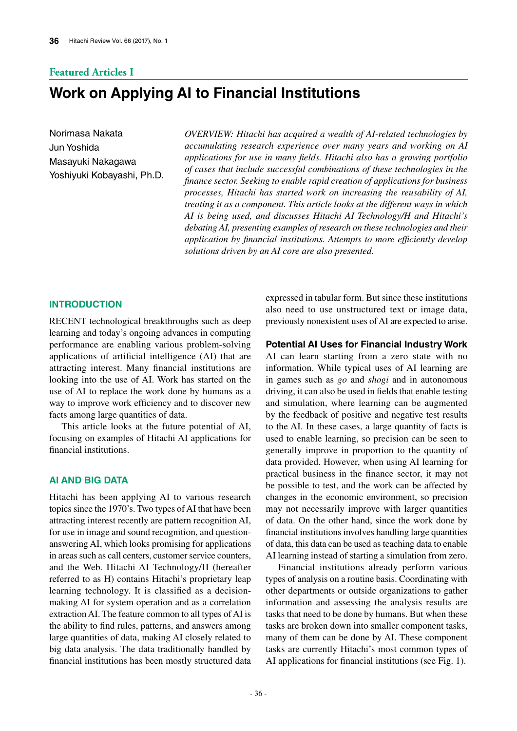Featured Articles I

# Work on Applying AI to Financial Institutions

Norimasa Nakata
Jun Yoshida
Masayuki Nakagawa
Yoshiyuki Kobayashi, Ph.D.

*OVERVIEW: Hitachi has acquired a wealth of AI-related technologies by accumulating research experience over many years and working on AI applications for use in many fields. Hitachi also has a growing portfolio of cases that include successful combinations of these technologies in the finance sector. Seeking to enable rapid creation of applications for business processes, Hitachi has started work on increasing the reusability of AI, treating it as a component. This article looks at the different ways in which AI is being used, and discusses Hitachi AI Technology/H and Hitachi's debating AI, presenting examples of research on these technologies and their application by financial institutions. Attempts to more efficiently develop solutions driven by an AI core are also presented.*

## INTRODUCTION

RECENT technological breakthroughs such as deep learning and today's ongoing advances in computing performance are enabling various problem-solving applications of artificial intelligence (AI) that are attracting interest. Many financial institutions are looking into the use of AI. Work has started on the use of AI to replace the work done by humans as a way to improve work efficiency and to discover new facts among large quantities of data.

This article looks at the future potential of AI, focusing on examples of Hitachi AI applications for financial institutions.

## AI AND BIG DATA

Hitachi has been applying AI to various research topics since the 1970's. Two types of AI that have been attracting interest recently are pattern recognition AI, for use in image and sound recognition, and question-answering AI, which looks promising for applications in areas such as call centers, customer service counters, and the Web. Hitachi AI Technology/H (hereafter referred to as H) contains Hitachi's proprietary leap learning technology. It is classified as a decision-making AI for system operation and as a correlation extraction AI. The feature common to all types of AI is the ability to find rules, patterns, and answers among large quantities of data, making AI closely related to big data analysis. The data traditionally handled by financial institutions has been mostly structured data expressed in tabular form. But since these institutions also need to use unstructured text or image data, previously nonexistent uses of AI are expected to arise.

### Potential AI Uses for Financial Industry Work

AI can learn starting from a zero state with no information. While typical uses of AI learning are in games such as *go* and *shogi* and in autonomous driving, it can also be used in fields that enable testing and simulation, where learning can be augmented by the feedback of positive and negative test results to the AI. In these cases, a large quantity of facts is used to enable learning, so precision can be seen to generally improve in proportion to the quantity of data provided. However, when using AI learning for practical business in the finance sector, it may not be possible to test, and the work can be affected by changes in the economic environment, so precision may not necessarily improve with larger quantities of data. On the other hand, since the work done by financial institutions involves handling large quantities of data, this data can be used as teaching data to enable AI learning instead of starting a simulation from zero.

Financial institutions already perform various types of analysis on a routine basis. Coordinating with other departments or outside organizations to gather information and assessing the analysis results are tasks that need to be done by humans. But when these tasks are broken down into smaller component tasks, many of them can be done by AI. These component tasks are currently Hitachi's most common types of AI applications for financial institutions (see Fig. 1).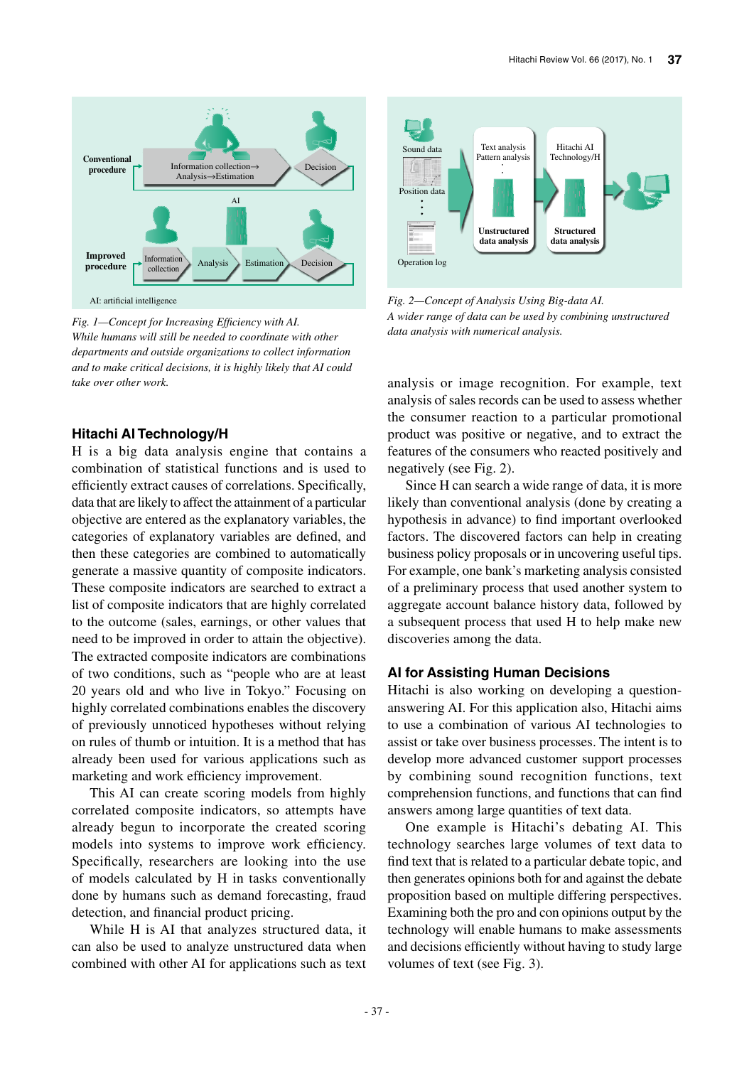Conventional procedure

Information collection→Analysis→Estimation

Decision

AI

Improved procedure

Information collection

Analysis

Estimation

Decision

AI: artificial intelligence

*Fig. 1—Concept for Increasing Efficiency with AI.*
*While humans will still be needed to coordinate with other departments and outside organizations to collect information and to make critical decisions, it is highly likely that AI could take over other work.*

Sound data

Position data

Operation log

Text analysis
Pattern analysis

Unstructured data analysis

Hitachi AI Technology/H

Structured data analysis

*Fig. 2—Concept of Analysis Using Big-data AI.*
*A wider range of data can be used by combining unstructured data analysis with numerical analysis.*

## Hitachi AI Technology/H

H is a big data analysis engine that contains a combination of statistical functions and is used to efficiently extract causes of correlations. Specifically, data that are likely to affect the attainment of a particular objective are entered as the explanatory variables, the categories of explanatory variables are defined, and then these categories are combined to automatically generate a massive quantity of composite indicators. These composite indicators are searched to extract a list of composite indicators that are highly correlated to the outcome (sales, earnings, or other values that need to be improved in order to attain the objective). The extracted composite indicators are combinations of two conditions, such as "people who are at least 20 years old and who live in Tokyo." Focusing on highly correlated combinations enables the discovery of previously unnoticed hypotheses without relying on rules of thumb or intuition. It is a method that has already been used for various applications such as marketing and work efficiency improvement.

This AI can create scoring models from highly correlated composite indicators, so attempts have already begun to incorporate the created scoring models into systems to improve work efficiency. Specifically, researchers are looking into the use of models calculated by H in tasks conventionally done by humans such as demand forecasting, fraud detection, and financial product pricing.

While H is AI that analyzes structured data, it can also be used to analyze unstructured data when combined with other AI for applications such as text analysis or image recognition. For example, text analysis of sales records can be used to assess whether the consumer reaction to a particular promotional product was positive or negative, and to extract the features of the consumers who reacted positively and negatively (see Fig. 2).

Since H can search a wide range of data, it is more likely than conventional analysis (done by creating a hypothesis in advance) to find important overlooked factors. The discovered factors can help in creating business policy proposals or in uncovering useful tips. For example, one bank's marketing analysis consisted of a preliminary process that used another system to aggregate account balance history data, followed by a subsequent process that used H to help make new discoveries among the data.

## AI for Assisting Human Decisions

Hitachi is also working on developing a question-answering AI. For this application also, Hitachi aims to use a combination of various AI technologies to assist or take over business processes. The intent is to develop more advanced customer support processes by combining sound recognition functions, text comprehension functions, and functions that can find answers among large quantities of text data.

One example is Hitachi's debating AI. This technology searches large volumes of text data to find text that is related to a particular debate topic, and then generates opinions both for and against the debate proposition based on multiple differing perspectives. Examining both the pro and con opinions output by the technology will enable humans to make assessments and decisions efficiently without having to study large volumes of text (see Fig. 3).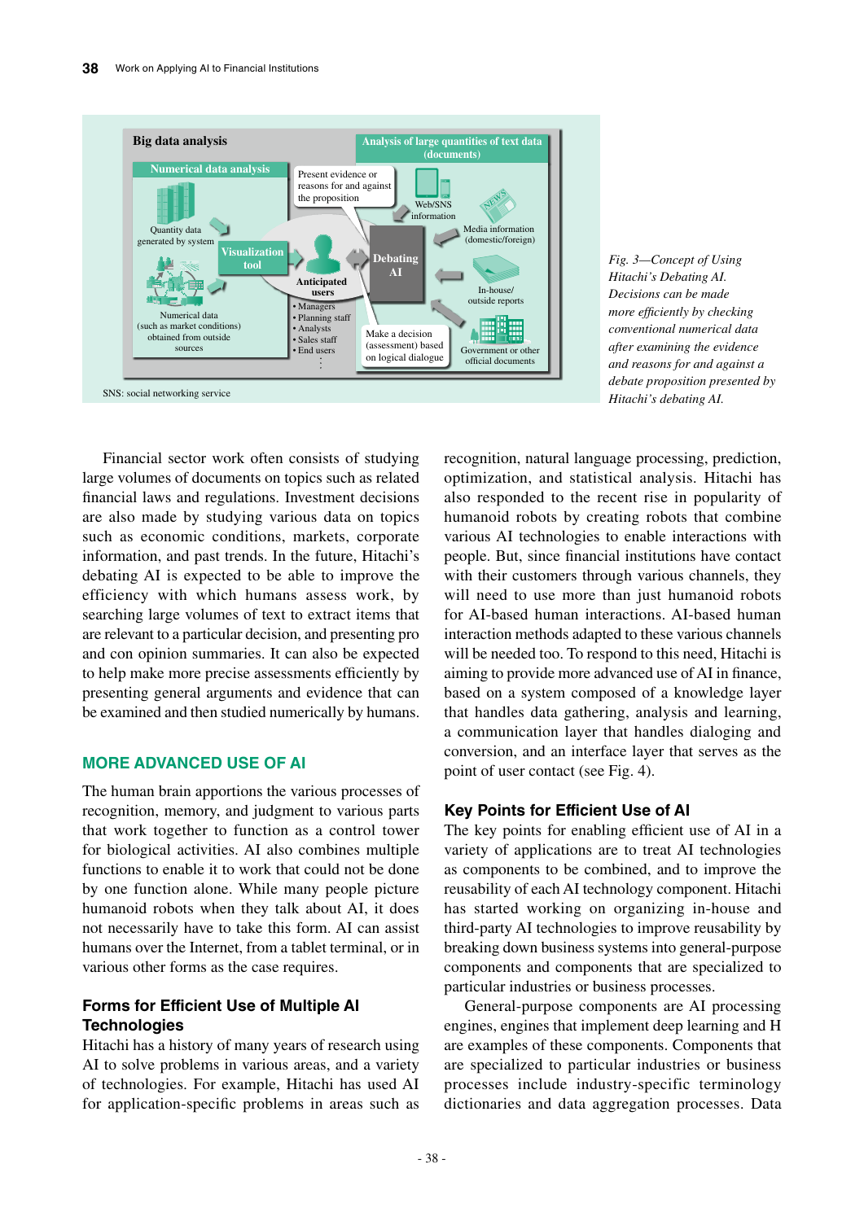Big data analysis

Numerical data analysis

Quantity data generated by system

Numerical data (such as market conditions) obtained from outside sources

Visualization tool

Present evidence or reasons for and against the proposition

Anticipated users
- Managers
- Planning staff
- Analysts
- Sales staff
- End users

⋮

Debating AI

Make a decision (assessment) based on logical dialogue

Analysis of large quantities of text data (documents)

Web/SNS information

Media information (domestic/foreign)

In-house/ outside reports

Government or other official documents

SNS: social networking service

*Fig. 3—Concept of Using Hitachi's Debating AI.*
*Decisions can be made more efficiently by checking conventional numerical data after examining the evidence and reasons for and against a debate proposition presented by Hitachi's debating AI.*

Financial sector work often consists of studying large volumes of documents on topics such as related financial laws and regulations. Investment decisions are also made by studying various data on topics such as economic conditions, markets, corporate information, and past trends. In the future, Hitachi's debating AI is expected to be able to improve the efficiency with which humans assess work, by searching large volumes of text to extract items that are relevant to a particular decision, and presenting pro and con opinion summaries. It can also be expected to help make more precise assessments efficiently by presenting general arguments and evidence that can be examined and then studied numerically by humans.

## MORE ADVANCED USE OF AI

The human brain apportions the various processes of recognition, memory, and judgment to various parts that work together to function as a control tower for biological activities. AI also combines multiple functions to enable it to work that could not be done by one function alone. While many people picture humanoid robots when they talk about AI, it does not necessarily have to take this form. AI can assist humans over the Internet, from a tablet terminal, or in various other forms as the case requires.

### Forms for Efficient Use of Multiple AI Technologies

Hitachi has a history of many years of research using AI to solve problems in various areas, and a variety of technologies. For example, Hitachi has used AI for application-specific problems in areas such as recognition, natural language processing, prediction, optimization, and statistical analysis. Hitachi has also responded to the recent rise in popularity of humanoid robots by creating robots that combine various AI technologies to enable interactions with people. But, since financial institutions have contact with their customers through various channels, they will need to use more than just humanoid robots for AI-based human interactions. AI-based human interaction methods adapted to these various channels will be needed too. To respond to this need, Hitachi is aiming to provide more advanced use of AI in finance, based on a system composed of a knowledge layer that handles data gathering, analysis and learning, a communication layer that handles dialoging and conversion, and an interface layer that serves as the point of user contact (see Fig. 4).

### Key Points for Efficient Use of AI

The key points for enabling efficient use of AI in a variety of applications are to treat AI technologies as components to be combined, and to improve the reusability of each AI technology component. Hitachi has started working on organizing in-house and third-party AI technologies to improve reusability by breaking down business systems into general-purpose components and components that are specialized to particular industries or business processes.

General-purpose components are AI processing engines, engines that implement deep learning and H are examples of these components. Components that are specialized to particular industries or business processes include industry-specific terminology dictionaries and data aggregation processes. Data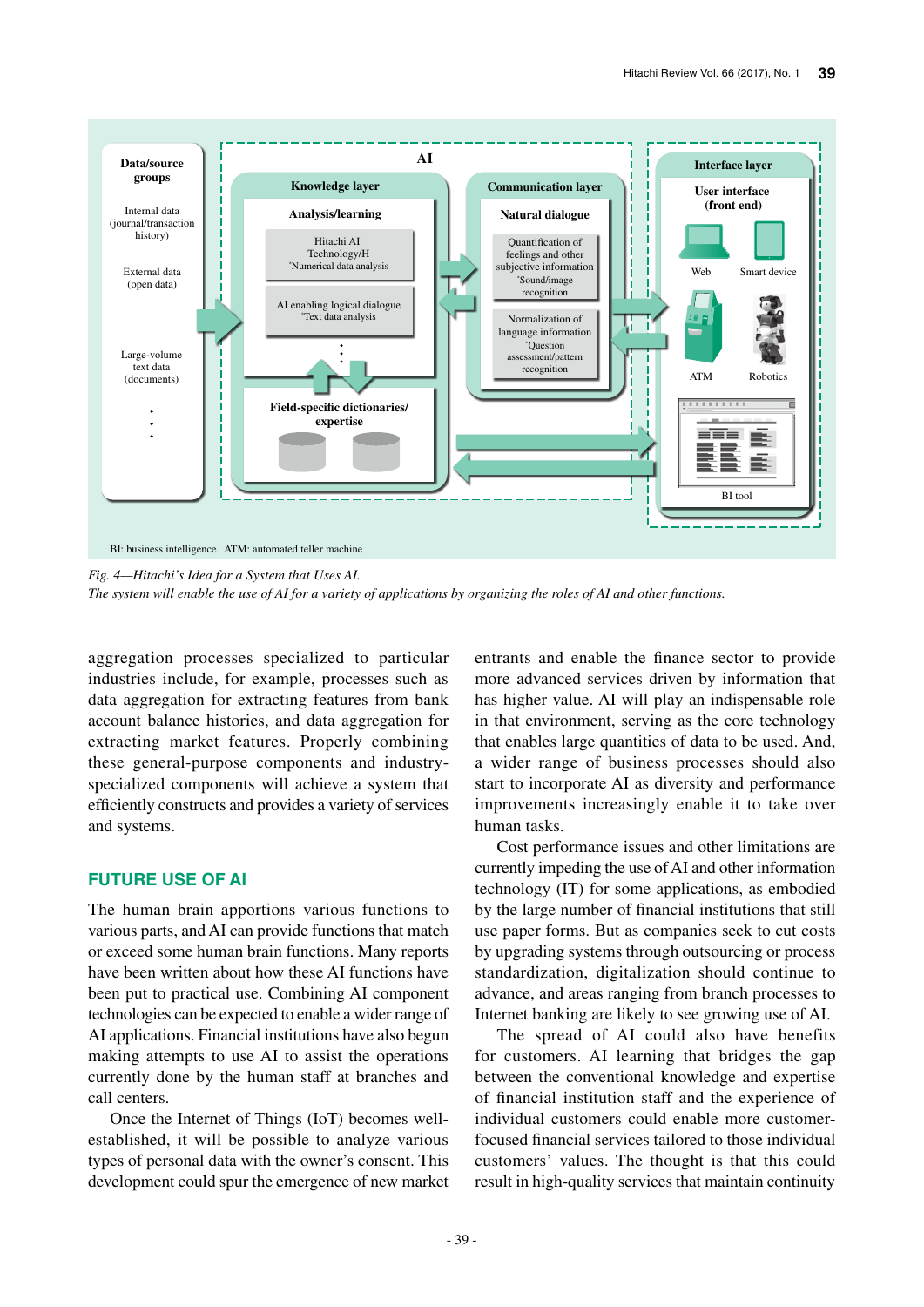BI: business intelligence ATM: automated teller machine

*Fig. 4—Hitachi's Idea for a System that Uses AI.*
*The system will enable the use of AI for a variety of applications by organizing the roles of AI and other functions.*

aggregation processes specialized to particular industries include, for example, processes such as data aggregation for extracting features from bank account balance histories, and data aggregation for extracting market features. Properly combining these general-purpose components and industry-specialized components will achieve a system that efficiently constructs and provides a variety of services and systems.

## FUTURE USE OF AI

The human brain apportions various functions to various parts, and AI can provide functions that match or exceed some human brain functions. Many reports have been written about how these AI functions have been put to practical use. Combining AI component technologies can be expected to enable a wider range of AI applications. Financial institutions have also begun making attempts to use AI to assist the operations currently done by the human staff at branches and call centers.

Once the Internet of Things (IoT) becomes well-established, it will be possible to analyze various types of personal data with the owner's consent. This development could spur the emergence of new market entrants and enable the finance sector to provide more advanced services driven by information that has higher value. AI will play an indispensable role in that environment, serving as the core technology that enables large quantities of data to be used. And, a wider range of business processes should also start to incorporate AI as diversity and performance improvements increasingly enable it to take over human tasks.

Cost performance issues and other limitations are currently impeding the use of AI and other information technology (IT) for some applications, as embodied by the large number of financial institutions that still use paper forms. But as companies seek to cut costs by upgrading systems through outsourcing or process standardization, digitalization should continue to advance, and areas ranging from branch processes to Internet banking are likely to see growing use of AI.

The spread of AI could also have benefits for customers. AI learning that bridges the gap between the conventional knowledge and expertise of financial institution staff and the experience of individual customers could enable more customer-focused financial services tailored to those individual customers' values. The thought is that this could result in high-quality services that maintain continuity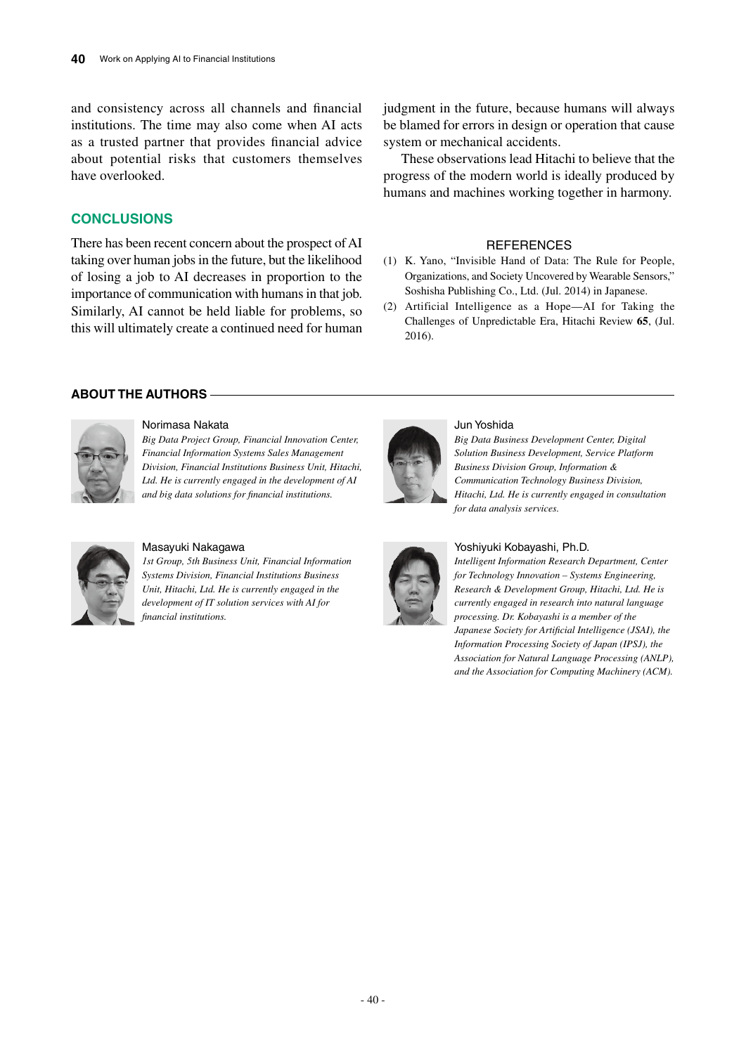and consistency across all channels and financial institutions. The time may also come when AI acts as a trusted partner that provides financial advice about potential risks that customers themselves have overlooked.

## CONCLUSIONS

There has been recent concern about the prospect of AI taking over human jobs in the future, but the likelihood of losing a job to AI decreases in proportion to the importance of communication with humans in that job. Similarly, AI cannot be held liable for problems, so this will ultimately create a continued need for human judgment in the future, because humans will always be blamed for errors in design or operation that cause system or mechanical accidents.

These observations lead Hitachi to believe that the progress of the modern world is ideally produced by humans and machines working together in harmony.

## REFERENCES

(1) K. Yano, "Invisible Hand of Data: The Rule for People, Organizations, and Society Uncovered by Wearable Sensors," Soshisha Publishing Co., Ltd. (Jul. 2014) in Japanese.

(2) Artificial Intelligence as a Hope—AI for Taking the Challenges of Unpredictable Era, Hitachi Review **65**, (Jul. 2016).

## ABOUT THE AUTHORS

**Norimasa Nakata**

*Big Data Project Group, Financial Innovation Center, Financial Information Systems Sales Management Division, Financial Institutions Business Unit, Hitachi, Ltd. He is currently engaged in the development of AI and big data solutions for financial institutions.*

**Masayuki Nakagawa**

*1st Group, 5th Business Unit, Financial Information Systems Division, Financial Institutions Business Unit, Hitachi, Ltd. He is currently engaged in the development of IT solution services with AI for financial institutions.*

**Jun Yoshida**

*Big Data Business Development Center, Digital Solution Business Development, Service Platform Business Division Group, Information & Communication Technology Business Division, Hitachi, Ltd. He is currently engaged in consultation for data analysis services.*

**Yoshiyuki Kobayashi, Ph.D.**

*Intelligent Information Research Department, Center for Technology Innovation – Systems Engineering, Research & Development Group, Hitachi, Ltd. He is currently engaged in research into natural language processing. Dr. Kobayashi is a member of the Japanese Society for Artificial Intelligence (JSAI), the Information Processing Society of Japan (IPSJ), the Association for Natural Language Processing (ANLP), and the Association for Computing Machinery (ACM).*